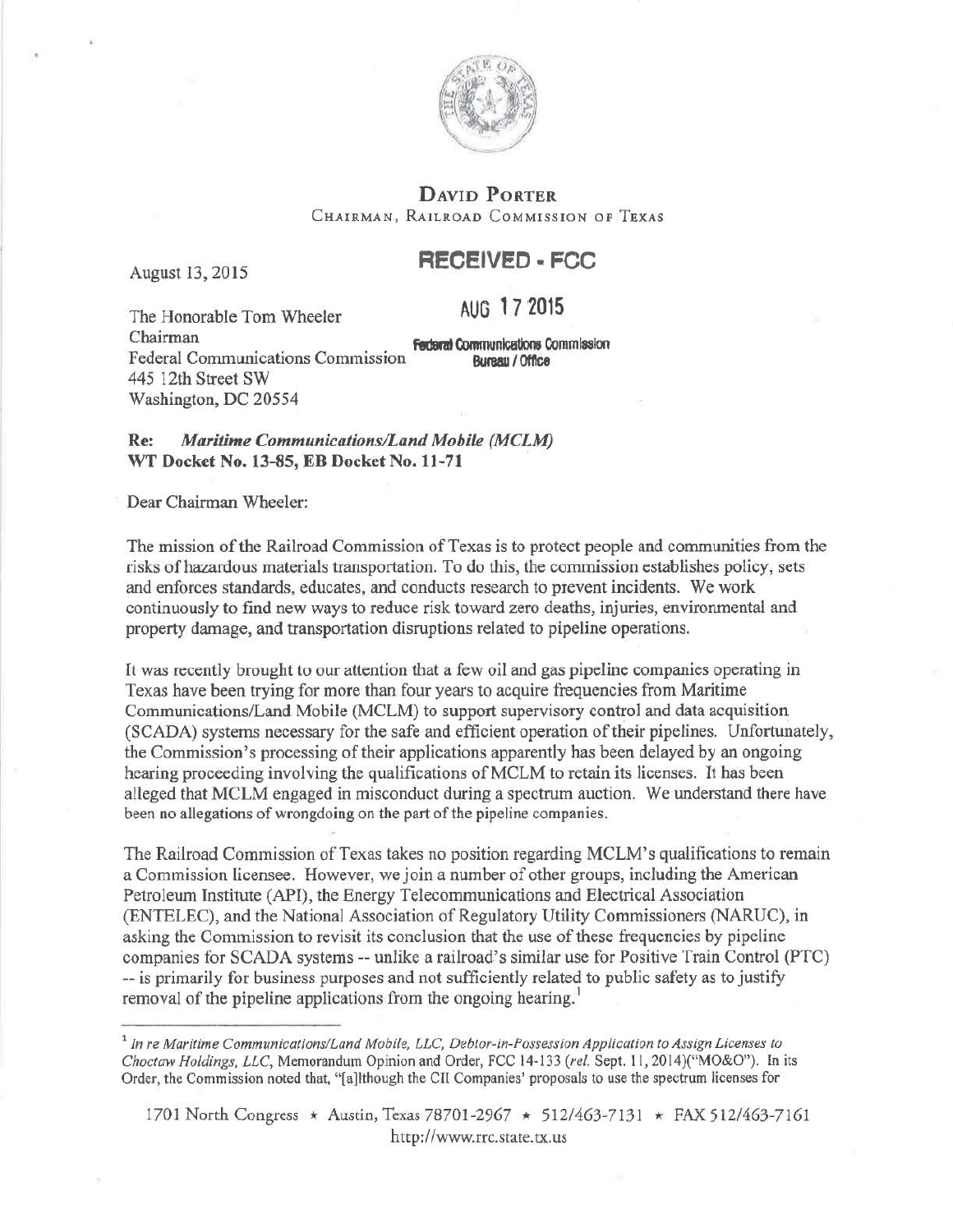**DAVID PORTER**
CHAIRMAN, RAILROAD COMMISSION OF TEXAS

August 13, 2015

**RECEIVED - FCC**

AUG 17 2015

Federal Communications Commission
Bureau / Office

The Honorable Tom Wheeler
Chairman
Federal Communications Commission
445 12th Street SW
Washington, DC 20554

**Re: *Maritime Communications/Land Mobile (MCLM)***
**WT Docket No. 13-85, EB Docket No. 11-71**

Dear Chairman Wheeler:

The mission of the Railroad Commission of Texas is to protect people and communities from the risks of hazardous materials transportation. To do this, the commission establishes policy, sets and enforces standards, educates, and conducts research to prevent incidents. We work continuously to find new ways to reduce risk toward zero deaths, injuries, environmental and property damage, and transportation disruptions related to pipeline operations.

It was recently brought to our attention that a few oil and gas pipeline companies operating in Texas have been trying for more than four years to acquire frequencies from Maritime Communications/Land Mobile (MCLM) to support supervisory control and data acquisition (SCADA) systems necessary for the safe and efficient operation of their pipelines. Unfortunately, the Commission's processing of their applications apparently has been delayed by an ongoing hearing proceeding involving the qualifications of MCLM to retain its licenses. It has been alleged that MCLM engaged in misconduct during a spectrum auction. We understand there have been no allegations of wrongdoing on the part of the pipeline companies.

The Railroad Commission of Texas takes no position regarding MCLM's qualifications to remain a Commission licensee. However, we join a number of other groups, including the American Petroleum Institute (API), the Energy Telecommunications and Electrical Association (ENTELEC), and the National Association of Regulatory Utility Commissioners (NARUC), in asking the Commission to revisit its conclusion that the use of these frequencies by pipeline companies for SCADA systems -- unlike a railroad's similar use for Positive Train Control (PTC) -- is primarily for business purposes and not sufficiently related to public safety as to justify removal of the pipeline applications from the ongoing hearing.[1]

[1] *In re Maritime Communications/Land Mobile, LLC, Debtor-in-Possession Application to Assign Licenses to Choctaw Holdings, LLC*, Memorandum Opinion and Order, FCC 14-133 (*rel.* Sept. 11, 2014)("MO&O"). In its Order, the Commission noted that, "[a]lthough the CII Companies' proposals to use the spectrum licenses for

1701 North Congress ★ Austin, Texas 78701-2967 ★ 512/463-7131 ★ FAX 512/463-7161
http://www.rrc.state.tx.us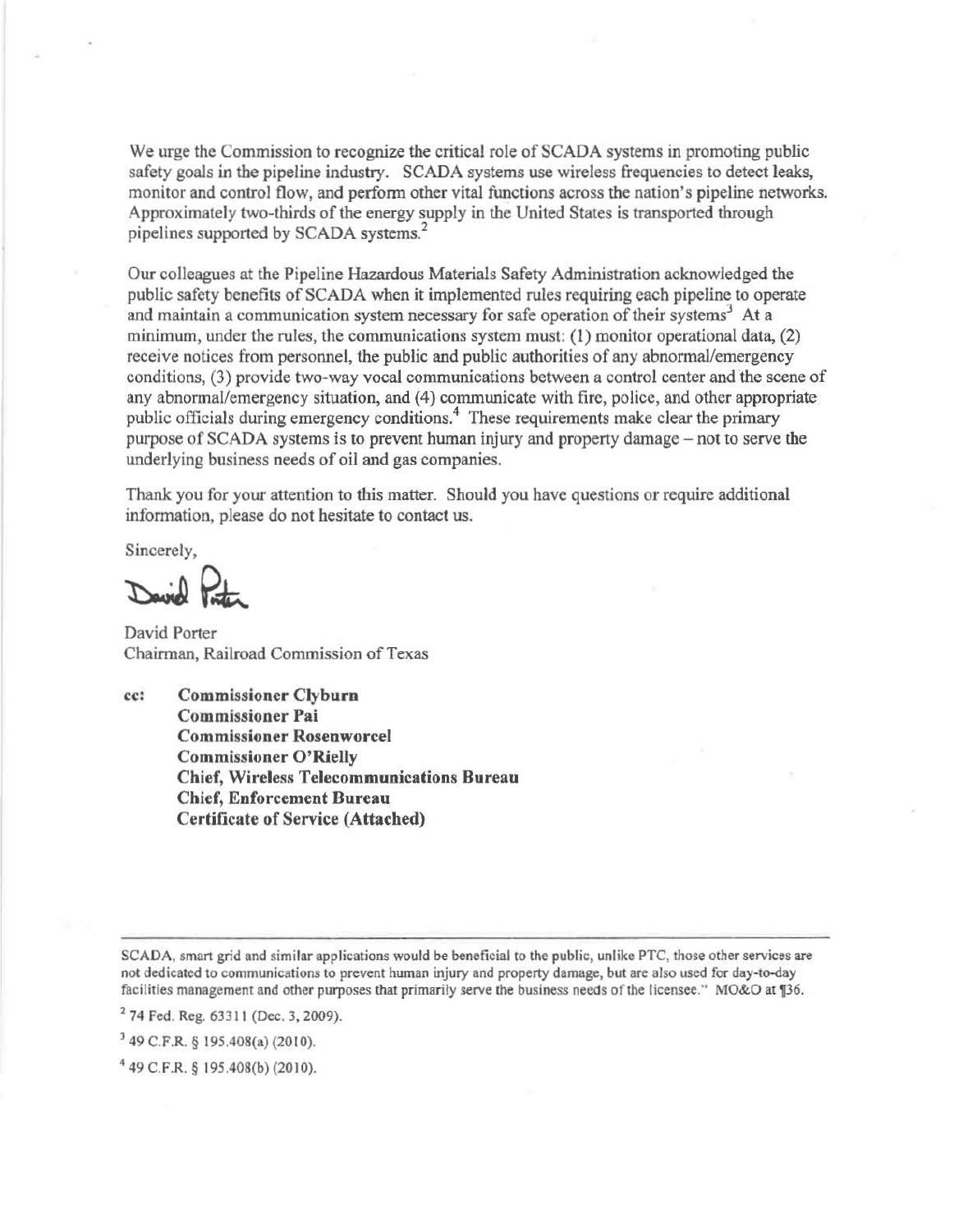We urge the Commission to recognize the critical role of SCADA systems in promoting public safety goals in the pipeline industry. SCADA systems use wireless frequencies to detect leaks, monitor and control flow, and perform other vital functions across the nation's pipeline networks. Approximately two-thirds of the energy supply in the United States is transported through pipelines supported by SCADA systems.[2]

Our colleagues at the Pipeline Hazardous Materials Safety Administration acknowledged the public safety benefits of SCADA when it implemented rules requiring each pipeline to operate and maintain a communication system necessary for safe operation of their systems[3] At a minimum, under the rules, the communications system must: (1) monitor operational data, (2) receive notices from personnel, the public and public authorities of any abnormal/emergency conditions, (3) provide two-way vocal communications between a control center and the scene of any abnormal/emergency situation, and (4) communicate with fire, police, and other appropriate public officials during emergency conditions.[4] These requirements make clear the primary purpose of SCADA systems is to prevent human injury and property damage – not to serve the underlying business needs of oil and gas companies.

Thank you for your attention to this matter. Should you have questions or require additional information, please do not hesitate to contact us.

Sincerely,

David Porter

David Porter
Chairman, Railroad Commission of Texas

cc: **Commissioner Clyburn**
**Commissioner Pai**
**Commissioner Rosenworcel**
**Commissioner O'Rielly**
**Chief, Wireless Telecommunications Bureau**
**Chief, Enforcement Bureau**
**Certificate of Service (Attached)**

---

SCADA, smart grid and similar applications would be beneficial to the public, unlike PTC, those other services are not dedicated to communications to prevent human injury and property damage, but are also used for day-to-day facilities management and other purposes that primarily serve the business needs of the licensee." MO&O at ¶36.

[2] 74 Fed. Reg. 63311 (Dec. 3, 2009).

[3] 49 C.F.R. § 195.408(a) (2010).

[4] 49 C.F.R. § 195.408(b) (2010).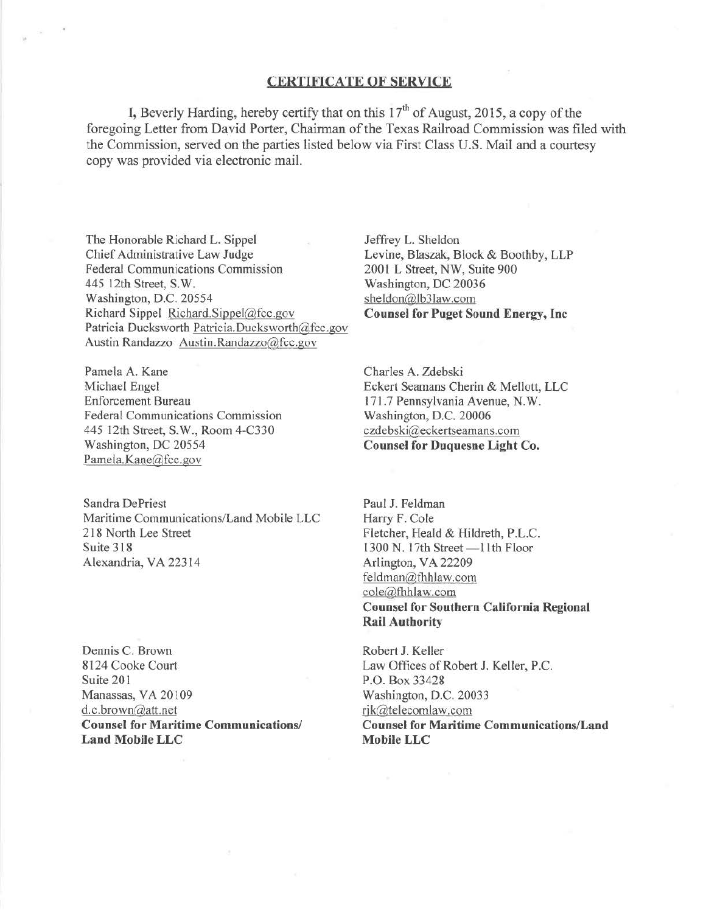## CERTIFICATE OF SERVICE

I, Beverly Harding, hereby certify that on this 17th of August, 2015, a copy of the foregoing Letter from David Porter, Chairman of the Texas Railroad Commission was filed with the Commission, served on the parties listed below via First Class U.S. Mail and a courtesy copy was provided via electronic mail.

The Honorable Richard L. Sippel
Chief Administrative Law Judge
Federal Communications Commission
445 12th Street, S.W.
Washington, D.C. 20554
Richard Sippel Richard.Sippel@fcc.gov
Patricia Ducksworth Patricia.Ducksworth@fcc.gov
Austin Randazzo Austin.Randazzo@fcc.gov

Pamela A. Kane
Michael Engel
Enforcement Bureau
Federal Communications Commission
445 12th Street, S.W., Room 4-C330
Washington, DC 20554
Pamela.Kane@fcc.gov

Sandra DePriest
Maritime Communications/Land Mobile LLC
218 North Lee Street
Suite 318
Alexandria, VA 22314

Dennis C. Brown
8124 Cooke Court
Suite 201
Manassas, VA 20109
d.c.brown@att.net
**Counsel for Maritime Communications/ Land Mobile LLC**

Jeffrey L. Sheldon
Levine, Blaszak, Block & Boothby, LLP
2001 L Street, NW, Suite 900
Washington, DC 20036
sheldon@lb3law.com
**Counsel for Puget Sound Energy, Inc**

Charles A. Zdebski
Eckert Seamans Cherin & Mellott, LLC
1717 Pennsylvania Avenue, N.W.
Washington, D.C. 20006
czdebski@eckertseamans.com
**Counsel for Duquesne Light Co.**

Paul J. Feldman
Harry F. Cole
Fletcher, Heald & Hildreth, P.L.C.
1300 N. 17th Street —11th Floor
Arlington, VA 22209
feldman@fhhlaw.com
cole@fhhlaw.com
**Counsel for Southern California Regional Rail Authority**

Robert J. Keller
Law Offices of Robert J. Keller, P.C.
P.O. Box 33428
Washington, D.C. 20033
rjk@telecomlaw.com
**Counsel for Maritime Communications/Land Mobile LLC**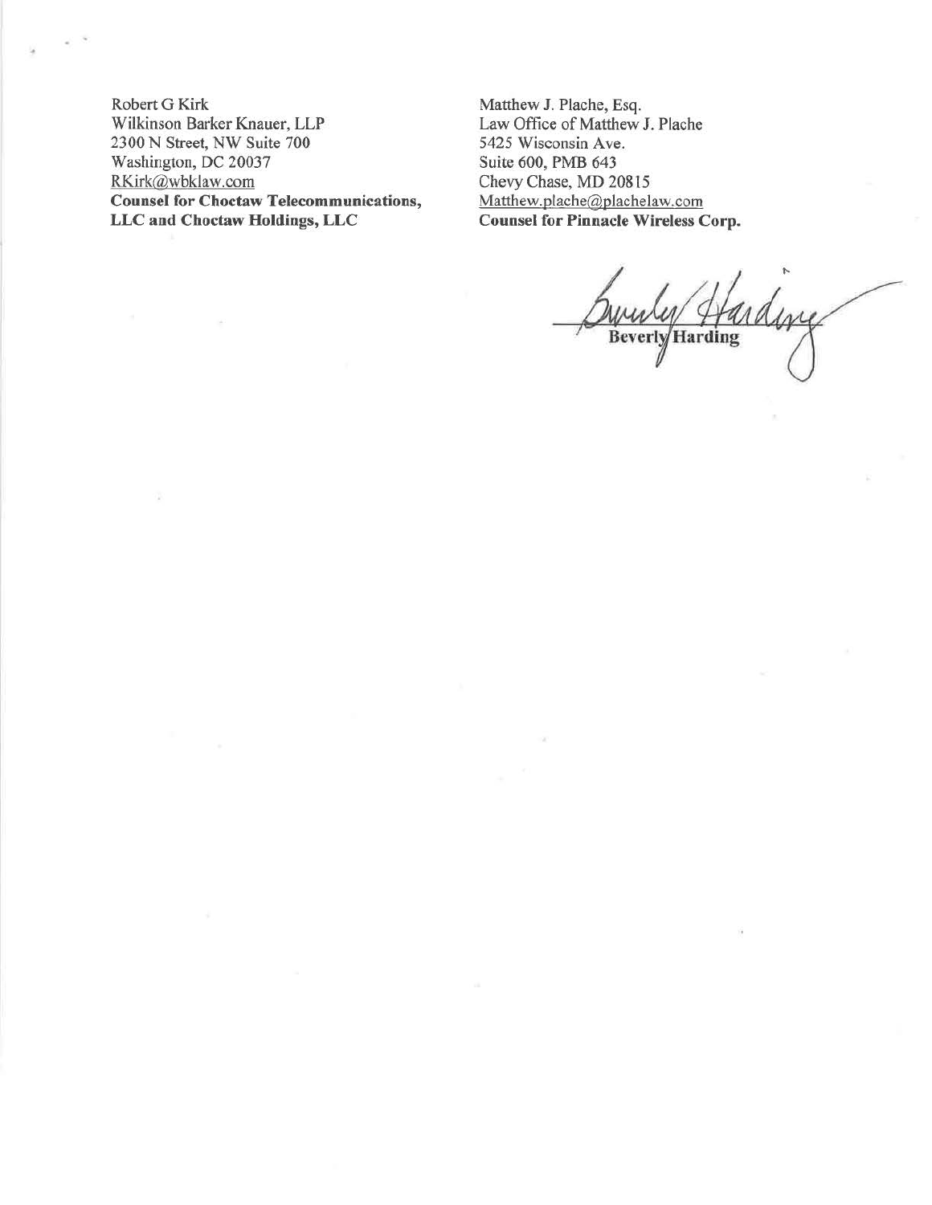Robert G Kirk
Wilkinson Barker Knauer, LLP
2300 N Street, NW Suite 700
Washington, DC 20037
RKirk@wbklaw.com
**Counsel for Choctaw Telecommunications, LLC and Choctaw Holdings, LLC**

Matthew J. Plache, Esq.
Law Office of Matthew J. Plache
5425 Wisconsin Ave.
Suite 600, PMB 643
Chevy Chase, MD 20815
Matthew.plache@plachelaw.com
**Counsel for Pinnacle Wireless Corp.**

**Beverly Harding**